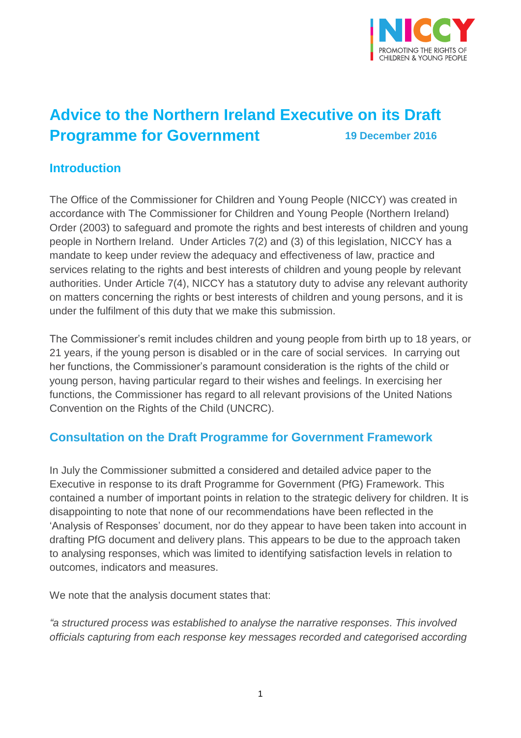# Advice to the Northern Ireland Executive on its Draft Programme for Government

19 December 2016

## Introduction

The Office of the Commissioner for Children and Young People (NICCY) was created in accordance with The Commissioner for Children and Young People (Northern Ireland) Order (2003) to safeguard and promote the rights and best interests of children and young people in Northern Ireland. Under Articles 7(2) and (3) of this legislation, NICCY has a mandate to keep under review the adequacy and effectiveness of law, practice and services relating to the rights and best interests of children and young people by relevant authorities. Under Article 7(4), NICCY has a statutory duty to advise any relevant authority on matters concerning the rights or best interests of children and young persons, and it is under the fulfilment of this duty that we make this submission.

The Commissioner's remit includes children and young people from birth up to 18 years, or 21 years, if the young person is disabled or in the care of social services. In carrying out her functions, the Commissioner's paramount consideration is the rights of the child or young person, having particular regard to their wishes and feelings. In exercising her functions, the Commissioner has regard to all relevant provisions of the United Nations Convention on the Rights of the Child (UNCRC).

## Consultation on the Draft Programme for Government Framework

In July the Commissioner submitted a considered and detailed advice paper to the Executive in response to its draft Programme for Government (PfG) Framework. This contained a number of important points in relation to the strategic delivery for children. It is disappointing to note that none of our recommendations have been reflected in the 'Analysis of Responses' document, nor do they appear to have been taken into account in drafting PfG document and delivery plans. This appears to be due to the approach taken to analysing responses, which was limited to identifying satisfaction levels in relation to outcomes, indicators and measures.

We note that the analysis document states that:

*"a structured process was established to analyse the narrative responses. This involved officials capturing from each response key messages recorded and categorised according*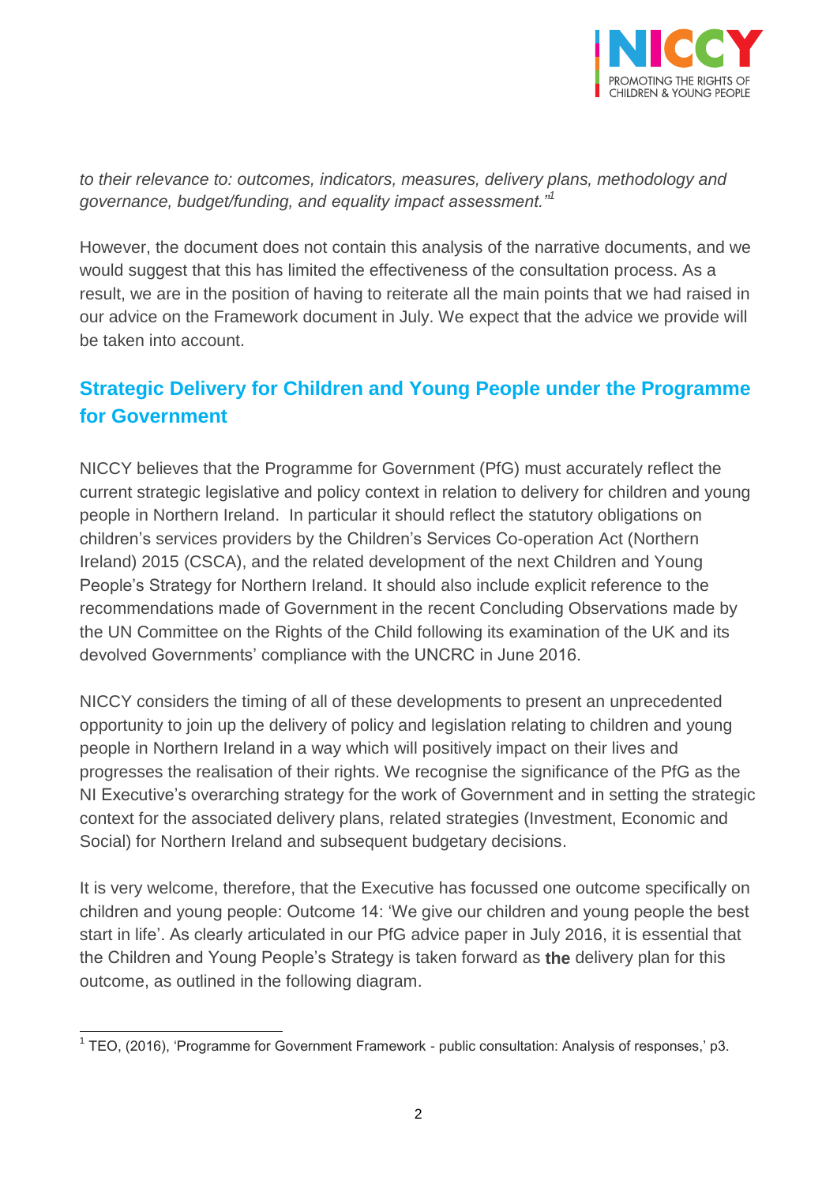*to their relevance to: outcomes, indicators, measures, delivery plans, methodology and governance, budget/funding, and equality impact assessment."*[1]

However, the document does not contain this analysis of the narrative documents, and we would suggest that this has limited the effectiveness of the consultation process. As a result, we are in the position of having to reiterate all the main points that we had raised in our advice on the Framework document in July. We expect that the advice we provide will be taken into account.

## Strategic Delivery for Children and Young People under the Programme for Government

NICCY believes that the Programme for Government (PfG) must accurately reflect the current strategic legislative and policy context in relation to delivery for children and young people in Northern Ireland. In particular it should reflect the statutory obligations on children's services providers by the Children's Services Co-operation Act (Northern Ireland) 2015 (CSCA), and the related development of the next Children and Young People's Strategy for Northern Ireland. It should also include explicit reference to the recommendations made of Government in the recent Concluding Observations made by the UN Committee on the Rights of the Child following its examination of the UK and its devolved Governments' compliance with the UNCRC in June 2016.

NICCY considers the timing of all of these developments to present an unprecedented opportunity to join up the delivery of policy and legislation relating to children and young people in Northern Ireland in a way which will positively impact on their lives and progresses the realisation of their rights. We recognise the significance of the PfG as the NI Executive's overarching strategy for the work of Government and in setting the strategic context for the associated delivery plans, related strategies (Investment, Economic and Social) for Northern Ireland and subsequent budgetary decisions.

It is very welcome, therefore, that the Executive has focussed one outcome specifically on children and young people: Outcome 14: 'We give our children and young people the best start in life'. As clearly articulated in our PfG advice paper in July 2016, it is essential that the Children and Young People's Strategy is taken forward as **the** delivery plan for this outcome, as outlined in the following diagram.

---

[1] TEO, (2016), 'Programme for Government Framework - public consultation: Analysis of responses,' p3.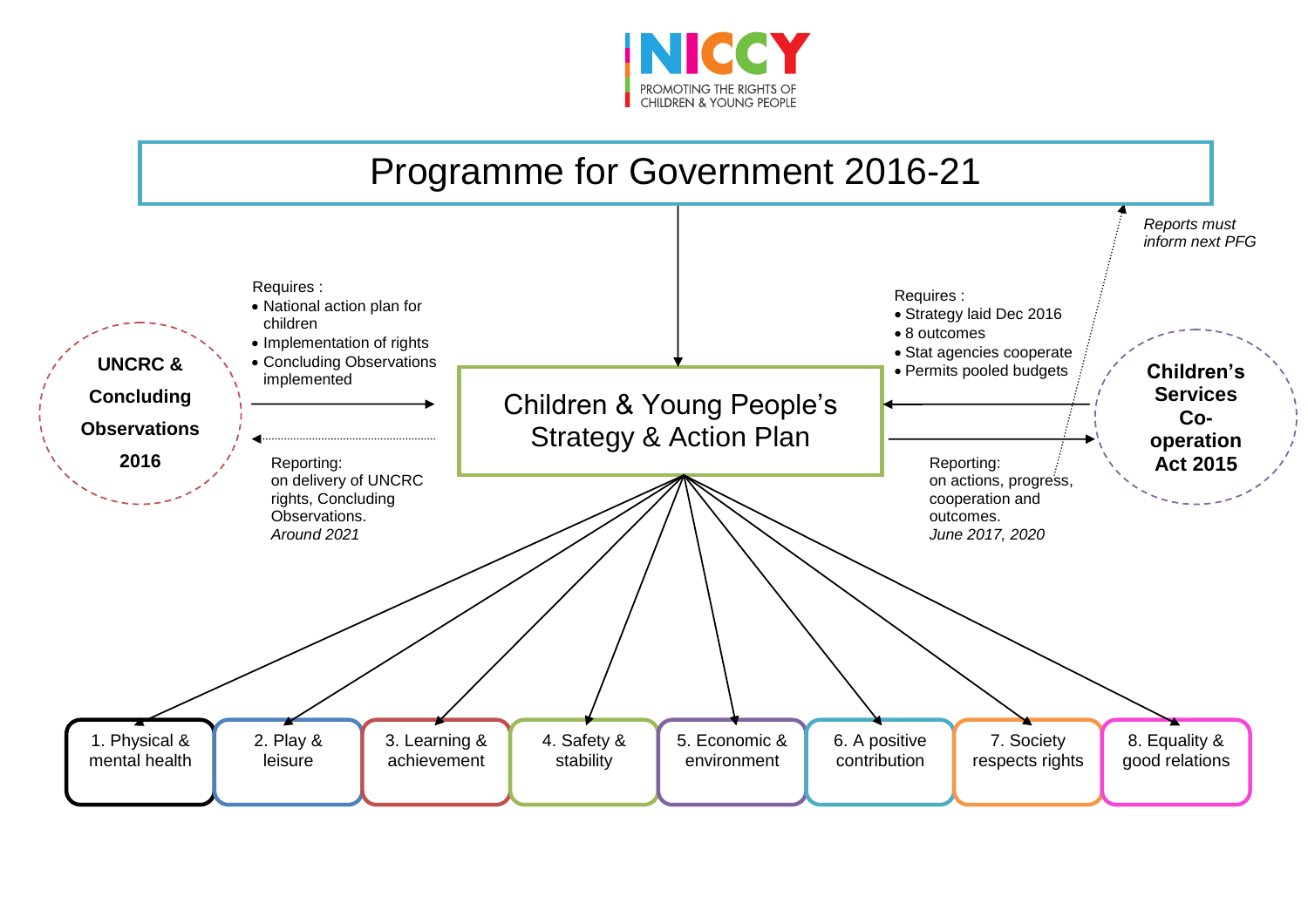NICCY
PROMOTING THE RIGHTS OF CHILDREN & YOUNG PEOPLE

# Programme for Government 2016-21

*Reports must inform next PFG*

**UNCRC & Concluding Observations 2016**

Requires :

- National action plan for children
- Implementation of rights
- Concluding Observations implemented

Reporting:
on delivery of UNCRC rights, Concluding Observations.
*Around 2021*

## Children & Young People's Strategy & Action Plan

**Children's Services Co-operation Act 2015**

Requires :

- Strategy laid Dec 2016
- 8 outcomes
- Stat agencies cooperate
- Permits pooled budgets

Reporting:
on actions, progress, cooperation and outcomes.
*June 2017, 2020*

1. Physical & mental health
2. Play & leisure
3. Learning & achievement
4. Safety & stability
5. Economic & environment
6. A positive contribution
7. Society respects rights
8. Equality & good relations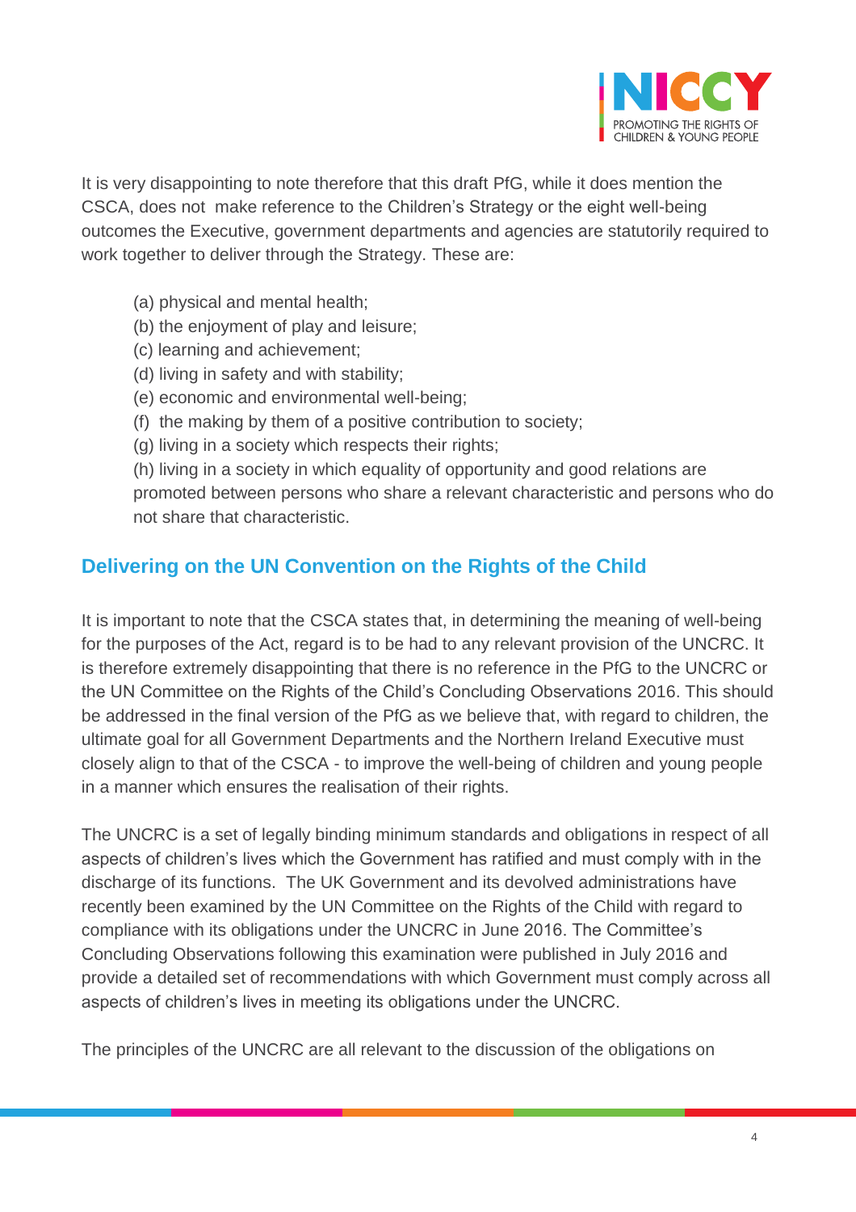It is very disappointing to note therefore that this draft PfG, while it does mention the CSCA, does not make reference to the Children's Strategy or the eight well-being outcomes the Executive, government departments and agencies are statutorily required to work together to deliver through the Strategy. These are:

(a) physical and mental health;
(b) the enjoyment of play and leisure;
(c) learning and achievement;
(d) living in safety and with stability;
(e) economic and environmental well-being;
(f) the making by them of a positive contribution to society;
(g) living in a society which respects their rights;
(h) living in a society in which equality of opportunity and good relations are promoted between persons who share a relevant characteristic and persons who do not share that characteristic.

## Delivering on the UN Convention on the Rights of the Child

It is important to note that the CSCA states that, in determining the meaning of well-being for the purposes of the Act, regard is to be had to any relevant provision of the UNCRC. It is therefore extremely disappointing that there is no reference in the PfG to the UNCRC or the UN Committee on the Rights of the Child's Concluding Observations 2016. This should be addressed in the final version of the PfG as we believe that, with regard to children, the ultimate goal for all Government Departments and the Northern Ireland Executive must closely align to that of the CSCA - to improve the well-being of children and young people in a manner which ensures the realisation of their rights.

The UNCRC is a set of legally binding minimum standards and obligations in respect of all aspects of children's lives which the Government has ratified and must comply with in the discharge of its functions. The UK Government and its devolved administrations have recently been examined by the UN Committee on the Rights of the Child with regard to compliance with its obligations under the UNCRC in June 2016. The Committee's Concluding Observations following this examination were published in July 2016 and provide a detailed set of recommendations with which Government must comply across all aspects of children's lives in meeting its obligations under the UNCRC.

The principles of the UNCRC are all relevant to the discussion of the obligations on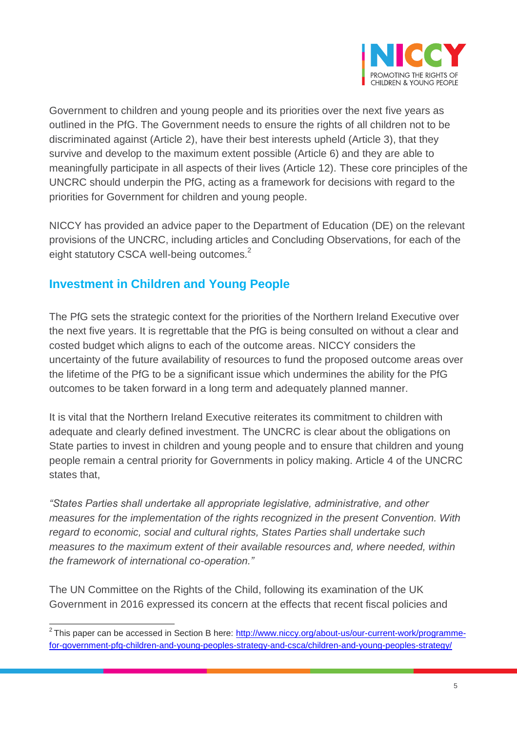Government to children and young people and its priorities over the next five years as outlined in the PfG. The Government needs to ensure the rights of all children not to be discriminated against (Article 2), have their best interests upheld (Article 3), that they survive and develop to the maximum extent possible (Article 6) and they are able to meaningfully participate in all aspects of their lives (Article 12). These core principles of the UNCRC should underpin the PfG, acting as a framework for decisions with regard to the priorities for Government for children and young people.

NICCY has provided an advice paper to the Department of Education (DE) on the relevant provisions of the UNCRC, including articles and Concluding Observations, for each of the eight statutory CSCA well-being outcomes.[2]

## Investment in Children and Young People

The PfG sets the strategic context for the priorities of the Northern Ireland Executive over the next five years. It is regrettable that the PfG is being consulted on without a clear and costed budget which aligns to each of the outcome areas. NICCY considers the uncertainty of the future availability of resources to fund the proposed outcome areas over the lifetime of the PfG to be a significant issue which undermines the ability for the PfG outcomes to be taken forward in a long term and adequately planned manner.

It is vital that the Northern Ireland Executive reiterates its commitment to children with adequate and clearly defined investment. The UNCRC is clear about the obligations on State parties to invest in children and young people and to ensure that children and young people remain a central priority for Governments in policy making. Article 4 of the UNCRC states that,

*"States Parties shall undertake all appropriate legislative, administrative, and other measures for the implementation of the rights recognized in the present Convention. With regard to economic, social and cultural rights, States Parties shall undertake such measures to the maximum extent of their available resources and, where needed, within the framework of international co-operation."*

The UN Committee on the Rights of the Child, following its examination of the UK Government in 2016 expressed its concern at the effects that recent fiscal policies and

---

[2] This paper can be accessed in Section B here: http://www.niccy.org/about-us/our-current-work/programme-for-government-pfg-children-and-young-peoples-strategy-and-csca/children-and-young-peoples-strategy/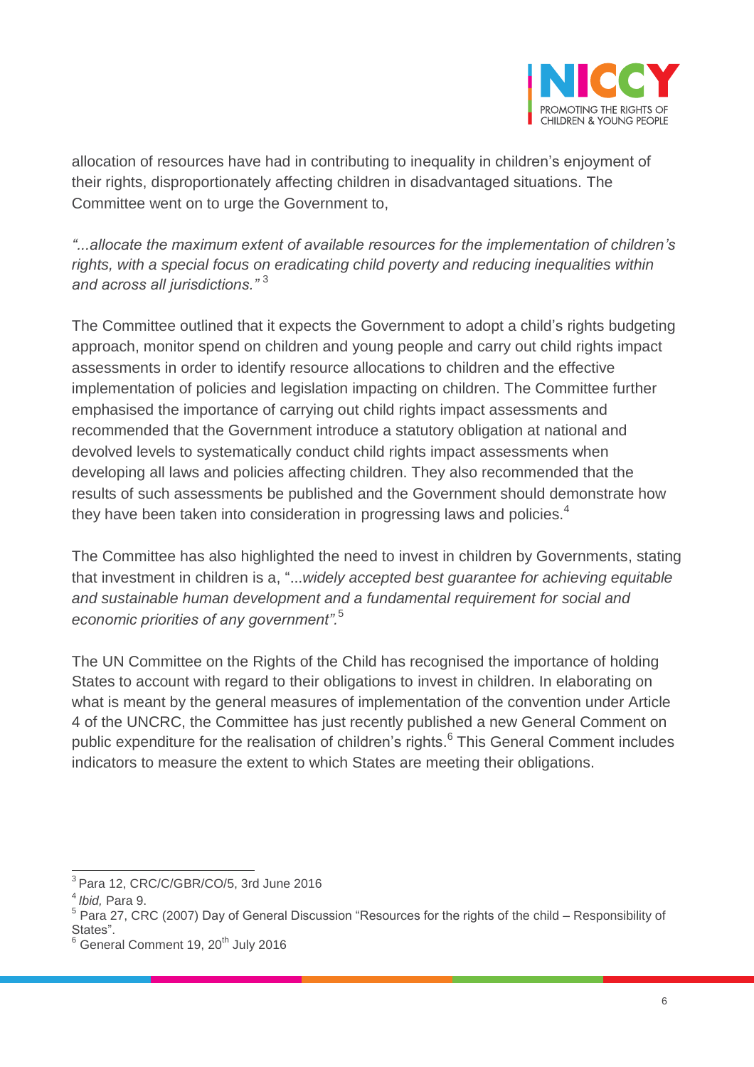allocation of resources have had in contributing to inequality in children's enjoyment of their rights, disproportionately affecting children in disadvantaged situations. The Committee went on to urge the Government to,

*"...allocate the maximum extent of available resources for the implementation of children's rights, with a special focus on eradicating child poverty and reducing inequalities within and across all jurisdictions."* [3]

The Committee outlined that it expects the Government to adopt a child's rights budgeting approach, monitor spend on children and young people and carry out child rights impact assessments in order to identify resource allocations to children and the effective implementation of policies and legislation impacting on children. The Committee further emphasised the importance of carrying out child rights impact assessments and recommended that the Government introduce a statutory obligation at national and devolved levels to systematically conduct child rights impact assessments when developing all laws and policies affecting children. They also recommended that the results of such assessments be published and the Government should demonstrate how they have been taken into consideration in progressing laws and policies.[4]

The Committee has also highlighted the need to invest in children by Governments, stating that investment in children is a, "*...widely accepted best guarantee for achieving equitable and sustainable human development and a fundamental requirement for social and economic priorities of any government".*[5]

The UN Committee on the Rights of the Child has recognised the importance of holding States to account with regard to their obligations to invest in children. In elaborating on what is meant by the general measures of implementation of the convention under Article 4 of the UNCRC, the Committee has just recently published a new General Comment on public expenditure for the realisation of children's rights.[6] This General Comment includes indicators to measure the extent to which States are meeting their obligations.

---

[3] Para 12, CRC/C/GBR/CO/5, 3rd June 2016

[4] *Ibid,* Para 9.

[5] Para 27, CRC (2007) Day of General Discussion "Resources for the rights of the child – Responsibility of States".

[6] General Comment 19, 20th July 2016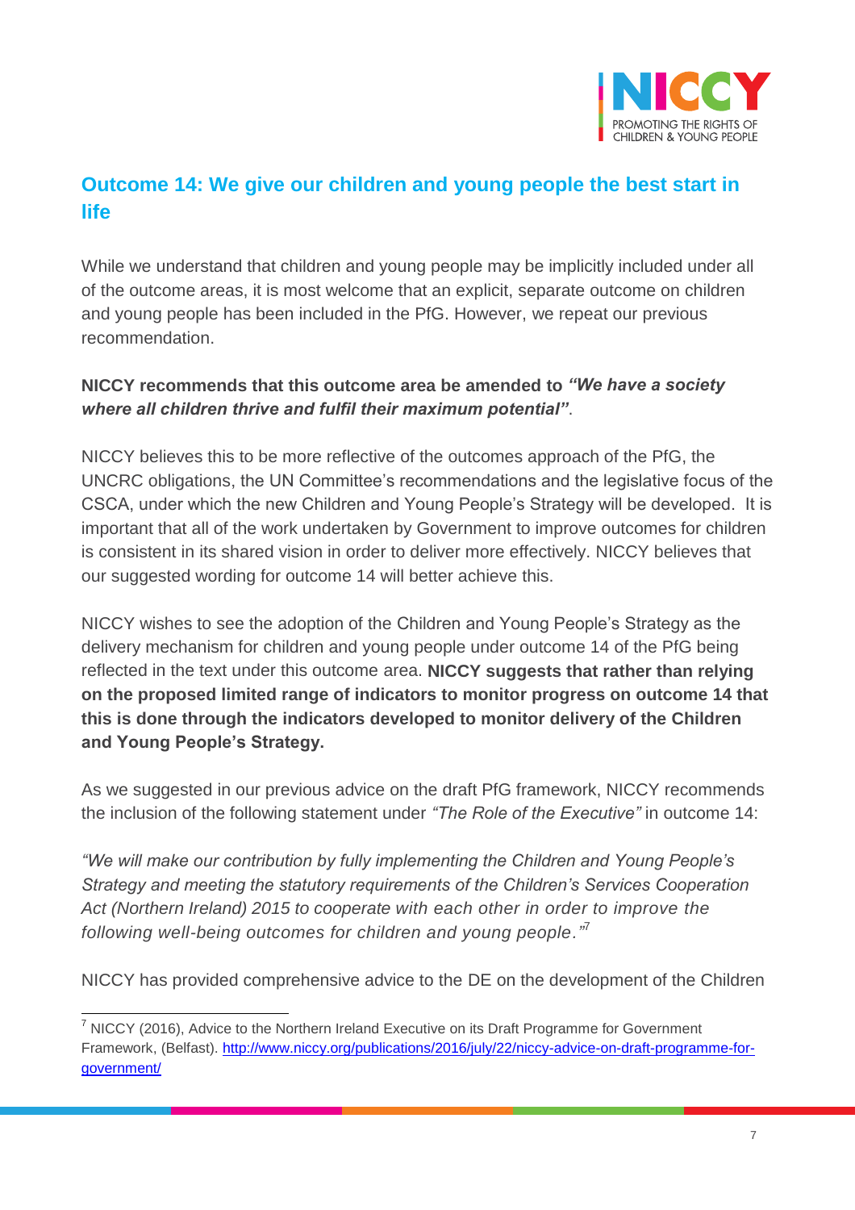## Outcome 14: We give our children and young people the best start in life

While we understand that children and young people may be implicitly included under all of the outcome areas, it is most welcome that an explicit, separate outcome on children and young people has been included in the PfG. However, we repeat our previous recommendation.

**NICCY recommends that this outcome area be amended to *"We have a society where all children thrive and fulfil their maximum potential"*.**

NICCY believes this to be more reflective of the outcomes approach of the PfG, the UNCRC obligations, the UN Committee's recommendations and the legislative focus of the CSCA, under which the new Children and Young People's Strategy will be developed. It is important that all of the work undertaken by Government to improve outcomes for children is consistent in its shared vision in order to deliver more effectively. NICCY believes that our suggested wording for outcome 14 will better achieve this.

NICCY wishes to see the adoption of the Children and Young People's Strategy as the delivery mechanism for children and young people under outcome 14 of the PfG being reflected in the text under this outcome area. **NICCY suggests that rather than relying on the proposed limited range of indicators to monitor progress on outcome 14 that this is done through the indicators developed to monitor delivery of the Children and Young People's Strategy.**

As we suggested in our previous advice on the draft PfG framework, NICCY recommends the inclusion of the following statement under *"The Role of the Executive"* in outcome 14:

*"We will make our contribution by fully implementing the Children and Young People's Strategy and meeting the statutory requirements of the Children's Services Cooperation Act (Northern Ireland) 2015 to cooperate with each other in order to improve the following well-being outcomes for children and young people."*[7]

NICCY has provided comprehensive advice to the DE on the development of the Children

---

[7] NICCY (2016), Advice to the Northern Ireland Executive on its Draft Programme for Government Framework, (Belfast). http://www.niccy.org/publications/2016/july/22/niccy-advice-on-draft-programme-for-government/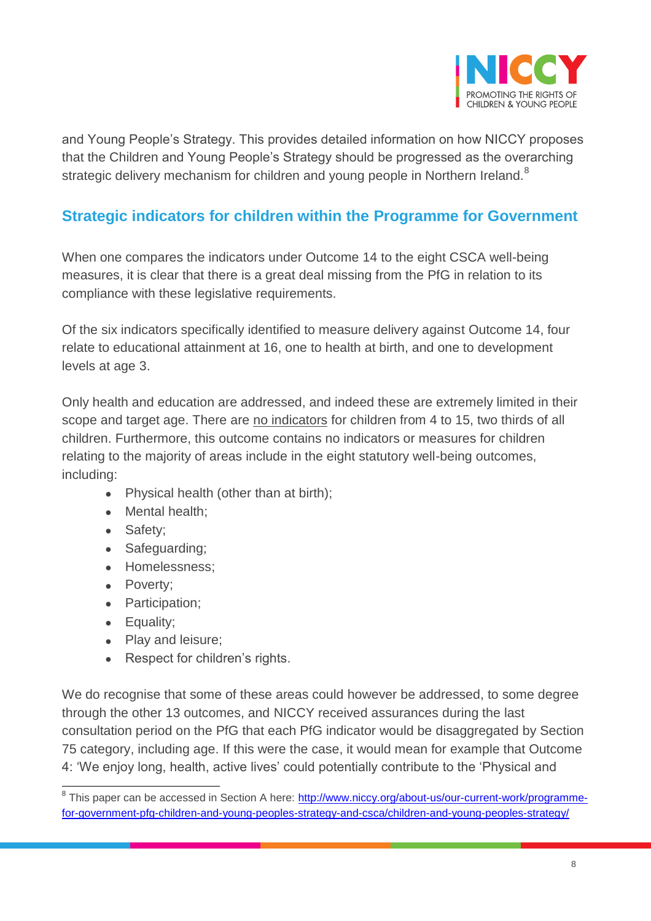and Young People's Strategy. This provides detailed information on how NICCY proposes that the Children and Young People's Strategy should be progressed as the overarching strategic delivery mechanism for children and young people in Northern Ireland.[8]

## Strategic indicators for children within the Programme for Government

When one compares the indicators under Outcome 14 to the eight CSCA well-being measures, it is clear that there is a great deal missing from the PfG in relation to its compliance with these legislative requirements.

Of the six indicators specifically identified to measure delivery against Outcome 14, four relate to educational attainment at 16, one to health at birth, and one to development levels at age 3.

Only health and education are addressed, and indeed these are extremely limited in their scope and target age. There are no indicators for children from 4 to 15, two thirds of all children. Furthermore, this outcome contains no indicators or measures for children relating to the majority of areas include in the eight statutory well-being outcomes, including:

- Physical health (other than at birth);
- Mental health;
- Safety;
- Safeguarding;
- Homelessness;
- Poverty;
- Participation;
- Equality;
- Play and leisure;
- Respect for children's rights.

We do recognise that some of these areas could however be addressed, to some degree through the other 13 outcomes, and NICCY received assurances during the last consultation period on the PfG that each PfG indicator would be disaggregated by Section 75 category, including age. If this were the case, it would mean for example that Outcome 4: 'We enjoy long, health, active lives' could potentially contribute to the 'Physical and

[8] This paper can be accessed in Section A here: http://www.niccy.org/about-us/our-current-work/programme-for-government-pfg-children-and-young-peoples-strategy-and-csca/children-and-young-peoples-strategy/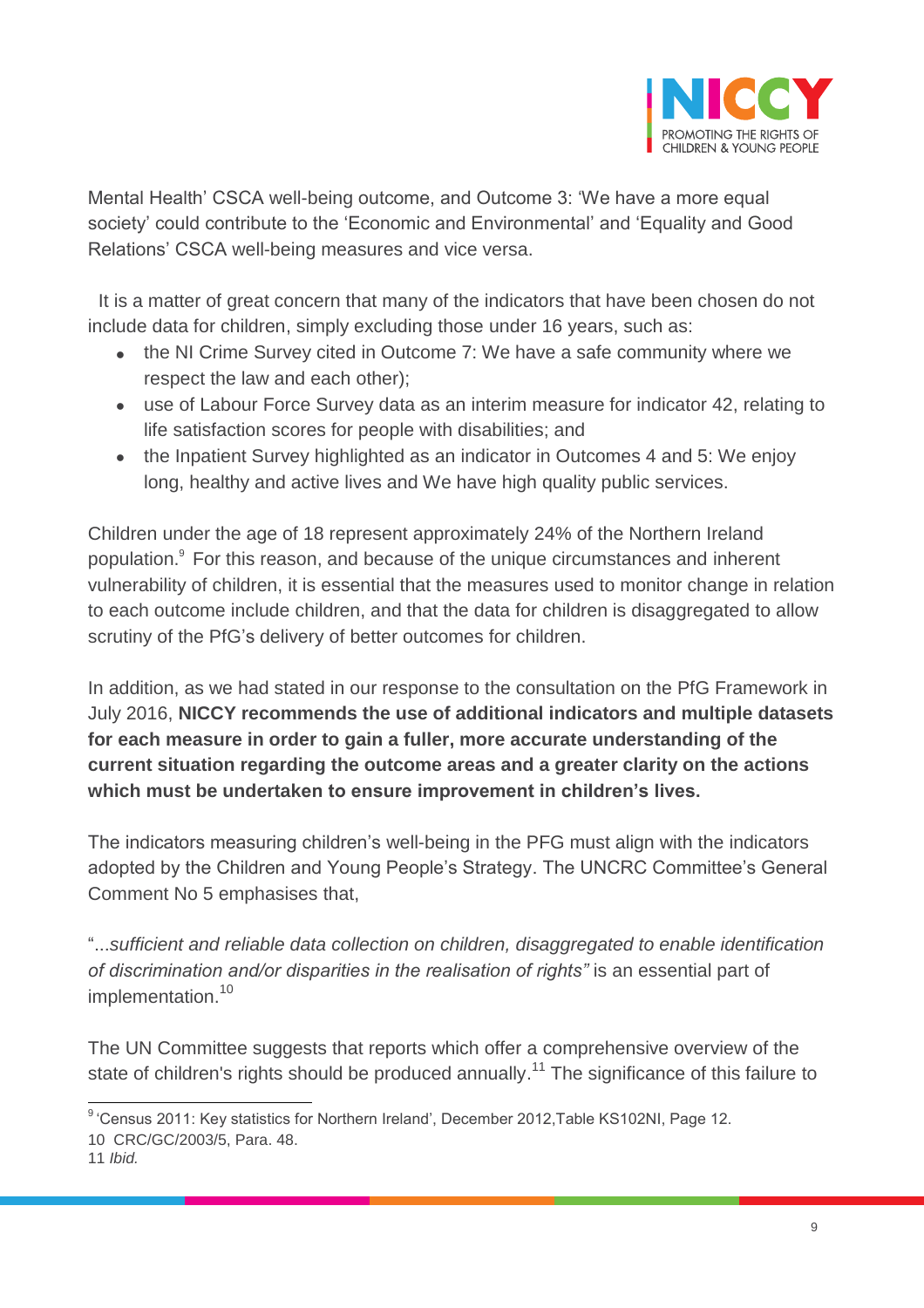Mental Health' CSCA well-being outcome, and Outcome 3: 'We have a more equal society' could contribute to the 'Economic and Environmental' and 'Equality and Good Relations' CSCA well-being measures and vice versa.

It is a matter of great concern that many of the indicators that have been chosen do not include data for children, simply excluding those under 16 years, such as:

- the NI Crime Survey cited in Outcome 7: We have a safe community where we respect the law and each other);
- use of Labour Force Survey data as an interim measure for indicator 42, relating to life satisfaction scores for people with disabilities; and
- the Inpatient Survey highlighted as an indicator in Outcomes 4 and 5: We enjoy long, healthy and active lives and We have high quality public services.

Children under the age of 18 represent approximately 24% of the Northern Ireland population.[9] For this reason, and because of the unique circumstances and inherent vulnerability of children, it is essential that the measures used to monitor change in relation to each outcome include children, and that the data for children is disaggregated to allow scrutiny of the PfG's delivery of better outcomes for children.

In addition, as we had stated in our response to the consultation on the PfG Framework in July 2016, **NICCY recommends the use of additional indicators and multiple datasets for each measure in order to gain a fuller, more accurate understanding of the current situation regarding the outcome areas and a greater clarity on the actions which must be undertaken to ensure improvement in children's lives.**

The indicators measuring children's well-being in the PFG must align with the indicators adopted by the Children and Young People's Strategy. The UNCRC Committee's General Comment No 5 emphasises that,

"*...sufficient and reliable data collection on children, disaggregated to enable identification of discrimination and/or disparities in the realisation of rights"* is an essential part of implementation.[10]

The UN Committee suggests that reports which offer a comprehensive overview of the state of children's rights should be produced annually.[11] The significance of this failure to

---

[9] 'Census 2011: Key statistics for Northern Ireland', December 2012,Table KS102NI, Page 12.

[10] CRC/GC/2003/5, Para. 48.

[11] *Ibid.*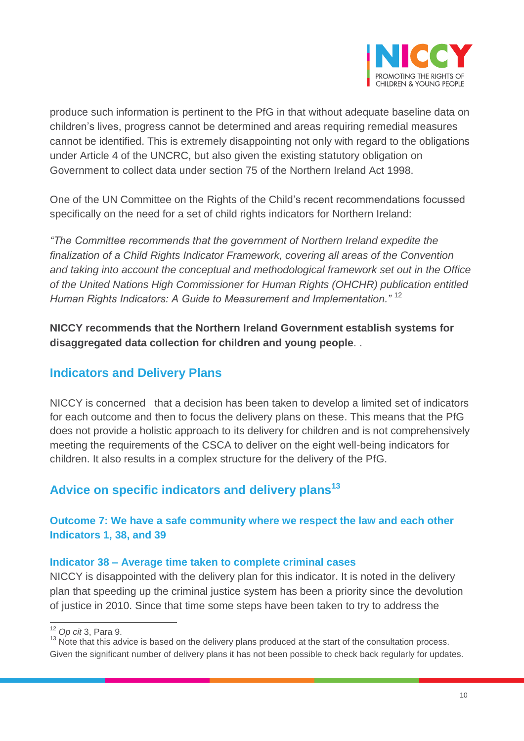produce such information is pertinent to the PfG in that without adequate baseline data on children's lives, progress cannot be determined and areas requiring remedial measures cannot be identified. This is extremely disappointing not only with regard to the obligations under Article 4 of the UNCRC, but also given the existing statutory obligation on Government to collect data under section 75 of the Northern Ireland Act 1998.

One of the UN Committee on the Rights of the Child's recent recommendations focussed specifically on the need for a set of child rights indicators for Northern Ireland:

*"The Committee recommends that the government of Northern Ireland expedite the finalization of a Child Rights Indicator Framework, covering all areas of the Convention and taking into account the conceptual and methodological framework set out in the Office of the United Nations High Commissioner for Human Rights (OHCHR) publication entitled Human Rights Indicators: A Guide to Measurement and Implementation."* [12]

**NICCY recommends that the Northern Ireland Government establish systems for disaggregated data collection for children and young people**. .

## Indicators and Delivery Plans

NICCY is concerned that a decision has been taken to develop a limited set of indicators for each outcome and then to focus the delivery plans on these. This means that the PfG does not provide a holistic approach to its delivery for children and is not comprehensively meeting the requirements of the CSCA to deliver on the eight well-being indicators for children. It also results in a complex structure for the delivery of the PfG.

## Advice on specific indicators and delivery plans[13]

### Outcome 7: We have a safe community where we respect the law and each other Indicators 1, 38, and 39

#### Indicator 38 – Average time taken to complete criminal cases

NICCY is disappointed with the delivery plan for this indicator. It is noted in the delivery plan that speeding up the criminal justice system has been a priority since the devolution of justice in 2010. Since that time some steps have been taken to try to address the

---

[12] *Op cit* 3, Para 9.

[13] Note that this advice is based on the delivery plans produced at the start of the consultation process. Given the significant number of delivery plans it has not been possible to check back regularly for updates.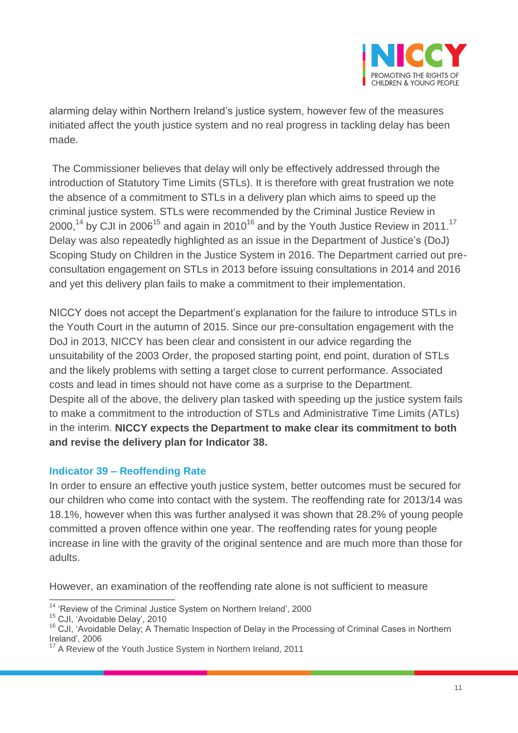alarming delay within Northern Ireland's justice system, however few of the measures initiated affect the youth justice system and no real progress in tackling delay has been made.

The Commissioner believes that delay will only be effectively addressed through the introduction of Statutory Time Limits (STLs). It is therefore with great frustration we note the absence of a commitment to STLs in a delivery plan which aims to speed up the criminal justice system. STLs were recommended by the Criminal Justice Review in 2000,[14] by CJI in 2006[15] and again in 2010[16] and by the Youth Justice Review in 2011.[17] Delay was also repeatedly highlighted as an issue in the Department of Justice's (DoJ) Scoping Study on Children in the Justice System in 2016. The Department carried out pre-consultation engagement on STLs in 2013 before issuing consultations in 2014 and 2016 and yet this delivery plan fails to make a commitment to their implementation.

NICCY does not accept the Department's explanation for the failure to introduce STLs in the Youth Court in the autumn of 2015. Since our pre-consultation engagement with the DoJ in 2013, NICCY has been clear and consistent in our advice regarding the unsuitability of the 2003 Order, the proposed starting point, end point, duration of STLs and the likely problems with setting a target close to current performance. Associated costs and lead in times should not have come as a surprise to the Department. Despite all of the above, the delivery plan tasked with speeding up the justice system fails to make a commitment to the introduction of STLs and Administrative Time Limits (ATLs) in the interim. **NICCY expects the Department to make clear its commitment to both and revise the delivery plan for Indicator 38.**

### Indicator 39 – Reoffending Rate

In order to ensure an effective youth justice system, better outcomes must be secured for our children who come into contact with the system. The reoffending rate for 2013/14 was 18.1%, however when this was further analysed it was shown that 28.2% of young people committed a proven offence within one year. The reoffending rates for young people increase in line with the gravity of the original sentence and are much more than those for adults.

However, an examination of the reoffending rate alone is not sufficient to measure

---

[14] 'Review of the Criminal Justice System on Northern Ireland', 2000

[15] CJI, 'Avoidable Delay', 2010

[16] CJI, 'Avoidable Delay; A Thematic Inspection of Delay in the Processing of Criminal Cases in Northern Ireland', 2006

[17] A Review of the Youth Justice System in Northern Ireland, 2011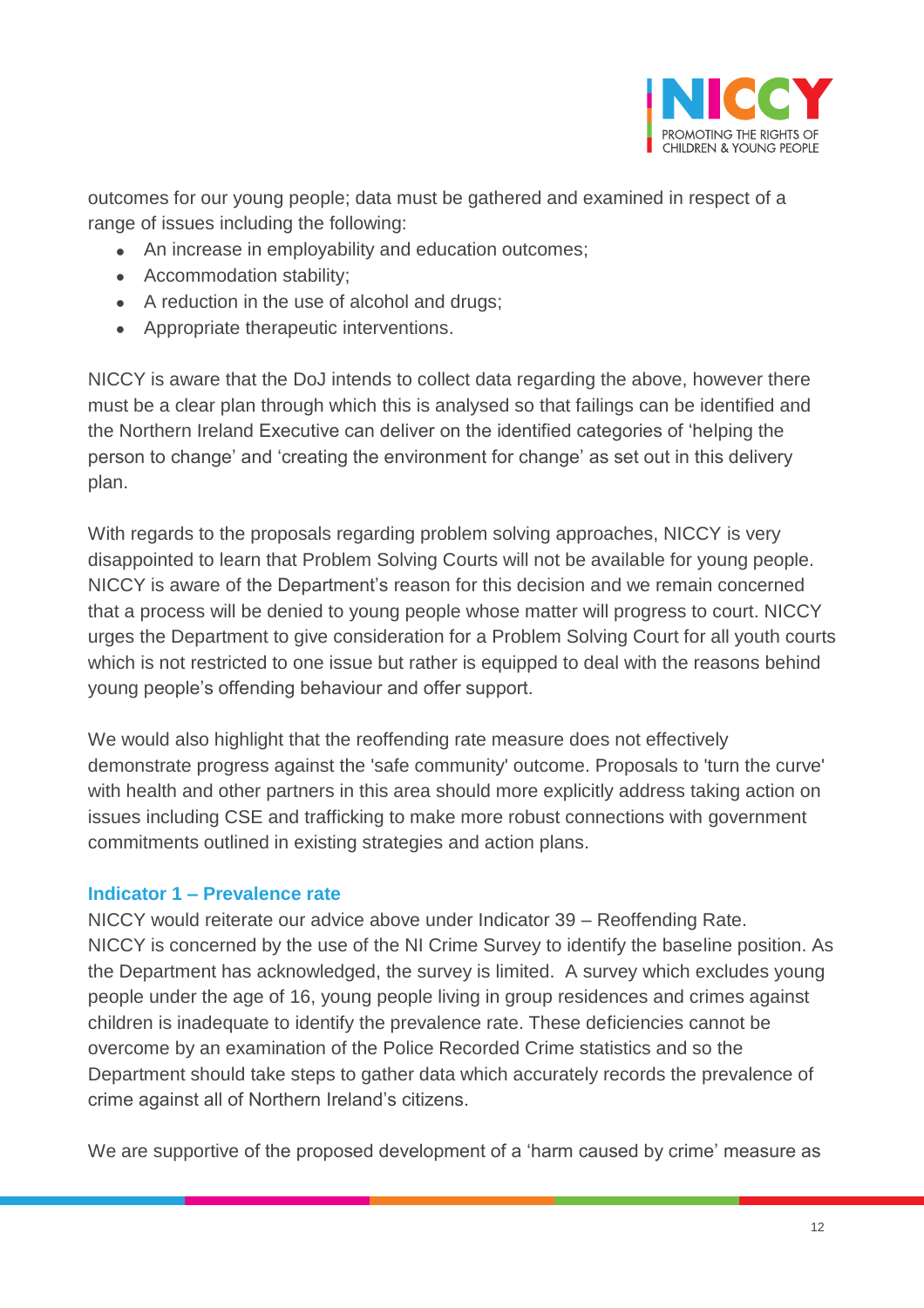outcomes for our young people; data must be gathered and examined in respect of a range of issues including the following:

- An increase in employability and education outcomes;
- Accommodation stability;
- A reduction in the use of alcohol and drugs;
- Appropriate therapeutic interventions.

NICCY is aware that the DoJ intends to collect data regarding the above, however there must be a clear plan through which this is analysed so that failings can be identified and the Northern Ireland Executive can deliver on the identified categories of 'helping the person to change' and 'creating the environment for change' as set out in this delivery plan.

With regards to the proposals regarding problem solving approaches, NICCY is very disappointed to learn that Problem Solving Courts will not be available for young people. NICCY is aware of the Department's reason for this decision and we remain concerned that a process will be denied to young people whose matter will progress to court. NICCY urges the Department to give consideration for a Problem Solving Court for all youth courts which is not restricted to one issue but rather is equipped to deal with the reasons behind young people's offending behaviour and offer support.

We would also highlight that the reoffending rate measure does not effectively demonstrate progress against the 'safe community' outcome. Proposals to 'turn the curve' with health and other partners in this area should more explicitly address taking action on issues including CSE and trafficking to make more robust connections with government commitments outlined in existing strategies and action plans.

### Indicator 1 – Prevalence rate

NICCY would reiterate our advice above under Indicator 39 – Reoffending Rate. NICCY is concerned by the use of the NI Crime Survey to identify the baseline position. As the Department has acknowledged, the survey is limited. A survey which excludes young people under the age of 16, young people living in group residences and crimes against children is inadequate to identify the prevalence rate. These deficiencies cannot be overcome by an examination of the Police Recorded Crime statistics and so the Department should take steps to gather data which accurately records the prevalence of crime against all of Northern Ireland's citizens.

We are supportive of the proposed development of a 'harm caused by crime' measure as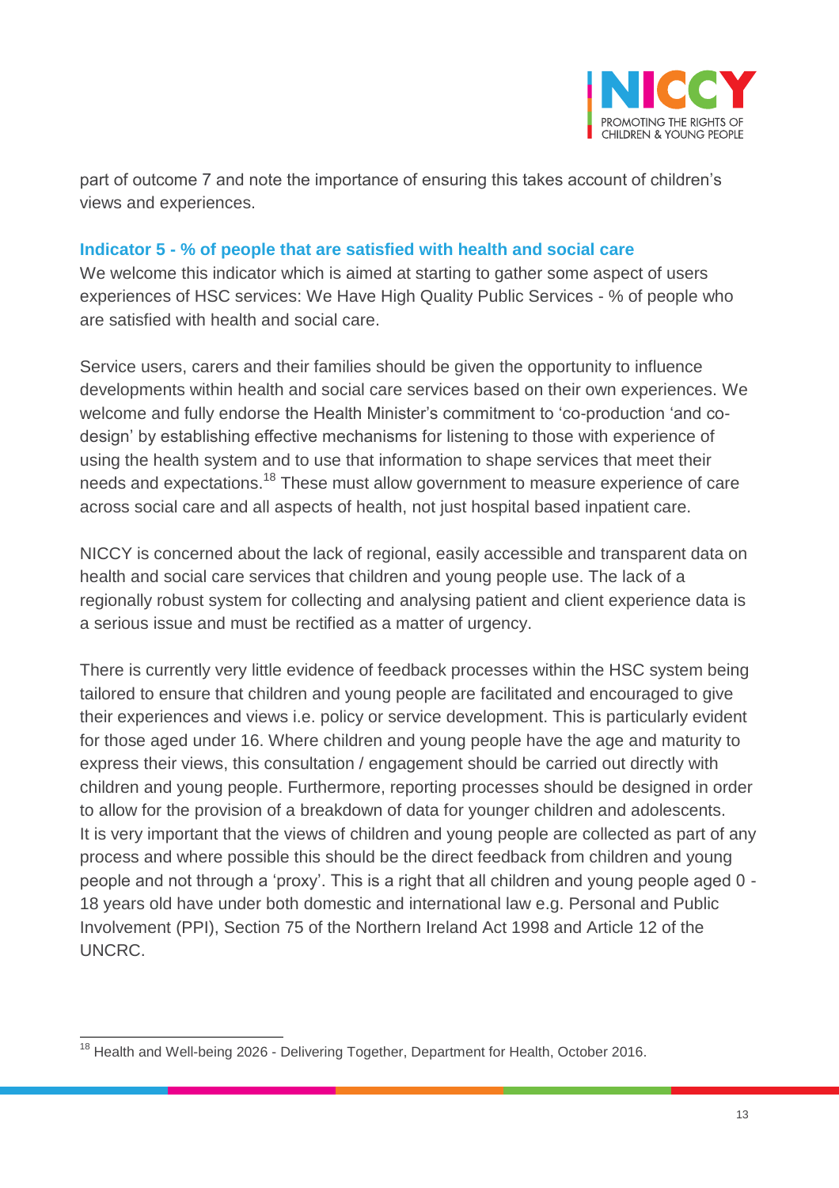part of outcome 7 and note the importance of ensuring this takes account of children's views and experiences.

### Indicator 5 - % of people that are satisfied with health and social care

We welcome this indicator which is aimed at starting to gather some aspect of users experiences of HSC services: We Have High Quality Public Services - % of people who are satisfied with health and social care.

Service users, carers and their families should be given the opportunity to influence developments within health and social care services based on their own experiences. We welcome and fully endorse the Health Minister's commitment to 'co-production 'and co-design' by establishing effective mechanisms for listening to those with experience of using the health system and to use that information to shape services that meet their needs and expectations.[18] These must allow government to measure experience of care across social care and all aspects of health, not just hospital based inpatient care.

NICCY is concerned about the lack of regional, easily accessible and transparent data on health and social care services that children and young people use. The lack of a regionally robust system for collecting and analysing patient and client experience data is a serious issue and must be rectified as a matter of urgency.

There is currently very little evidence of feedback processes within the HSC system being tailored to ensure that children and young people are facilitated and encouraged to give their experiences and views i.e. policy or service development. This is particularly evident for those aged under 16. Where children and young people have the age and maturity to express their views, this consultation / engagement should be carried out directly with children and young people. Furthermore, reporting processes should be designed in order to allow for the provision of a breakdown of data for younger children and adolescents. It is very important that the views of children and young people are collected as part of any process and where possible this should be the direct feedback from children and young people and not through a 'proxy'. This is a right that all children and young people aged 0 - 18 years old have under both domestic and international law e.g. Personal and Public Involvement (PPI), Section 75 of the Northern Ireland Act 1998 and Article 12 of the UNCRC.

---

[18] Health and Well-being 2026 - Delivering Together, Department for Health, October 2016.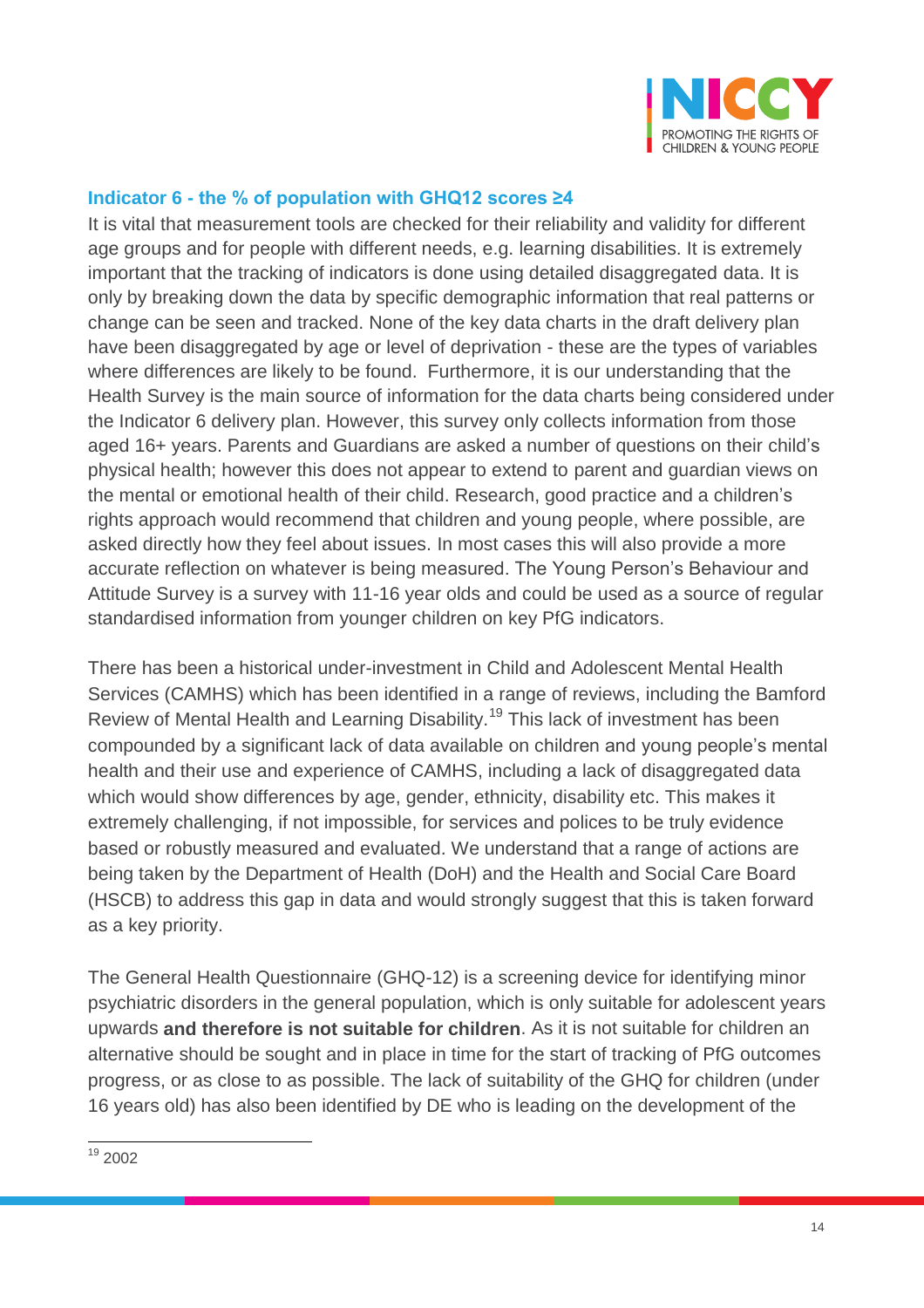### Indicator 6 - the % of population with GHQ12 scores ≥4

It is vital that measurement tools are checked for their reliability and validity for different age groups and for people with different needs, e.g. learning disabilities. It is extremely important that the tracking of indicators is done using detailed disaggregated data. It is only by breaking down the data by specific demographic information that real patterns or change can be seen and tracked. None of the key data charts in the draft delivery plan have been disaggregated by age or level of deprivation - these are the types of variables where differences are likely to be found. Furthermore, it is our understanding that the Health Survey is the main source of information for the data charts being considered under the Indicator 6 delivery plan. However, this survey only collects information from those aged 16+ years. Parents and Guardians are asked a number of questions on their child's physical health; however this does not appear to extend to parent and guardian views on the mental or emotional health of their child. Research, good practice and a children's rights approach would recommend that children and young people, where possible, are asked directly how they feel about issues. In most cases this will also provide a more accurate reflection on whatever is being measured. The Young Person's Behaviour and Attitude Survey is a survey with 11-16 year olds and could be used as a source of regular standardised information from younger children on key PfG indicators.

There has been a historical under-investment in Child and Adolescent Mental Health Services (CAMHS) which has been identified in a range of reviews, including the Bamford Review of Mental Health and Learning Disability.[19] This lack of investment has been compounded by a significant lack of data available on children and young people's mental health and their use and experience of CAMHS, including a lack of disaggregated data which would show differences by age, gender, ethnicity, disability etc. This makes it extremely challenging, if not impossible, for services and polices to be truly evidence based or robustly measured and evaluated. We understand that a range of actions are being taken by the Department of Health (DoH) and the Health and Social Care Board (HSCB) to address this gap in data and would strongly suggest that this is taken forward as a key priority.

The General Health Questionnaire (GHQ-12) is a screening device for identifying minor psychiatric disorders in the general population, which is only suitable for adolescent years upwards **and therefore is not suitable for children**. As it is not suitable for children an alternative should be sought and in place in time for the start of tracking of PfG outcomes progress, or as close to as possible. The lack of suitability of the GHQ for children (under 16 years old) has also been identified by DE who is leading on the development of the

[19] 2002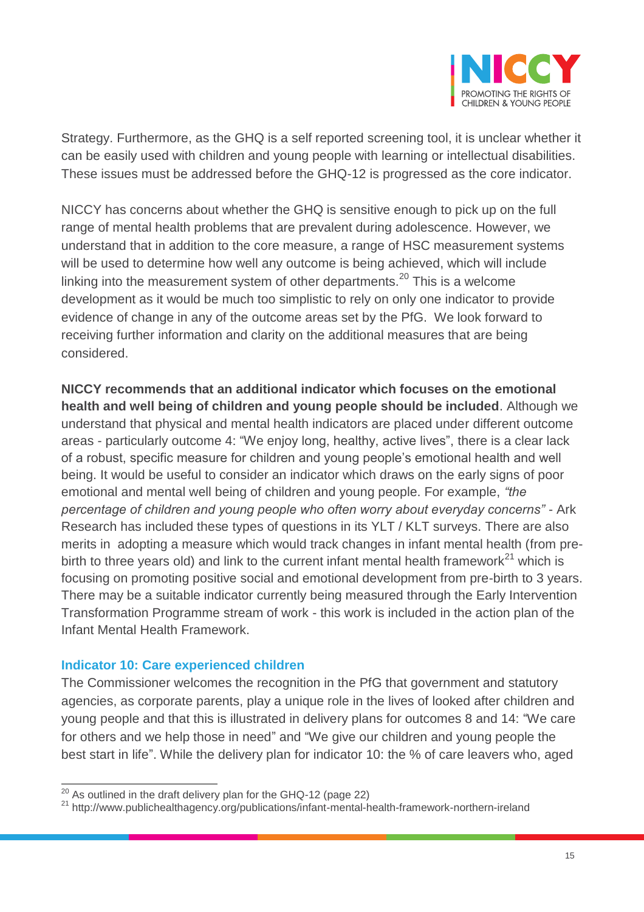Strategy. Furthermore, as the GHQ is a self reported screening tool, it is unclear whether it can be easily used with children and young people with learning or intellectual disabilities. These issues must be addressed before the GHQ-12 is progressed as the core indicator.

NICCY has concerns about whether the GHQ is sensitive enough to pick up on the full range of mental health problems that are prevalent during adolescence. However, we understand that in addition to the core measure, a range of HSC measurement systems will be used to determine how well any outcome is being achieved, which will include linking into the measurement system of other departments.[20] This is a welcome development as it would be much too simplistic to rely on only one indicator to provide evidence of change in any of the outcome areas set by the PfG. We look forward to receiving further information and clarity on the additional measures that are being considered.

**NICCY recommends that an additional indicator which focuses on the emotional health and well being of children and young people should be included**. Although we understand that physical and mental health indicators are placed under different outcome areas - particularly outcome 4: "We enjoy long, healthy, active lives", there is a clear lack of a robust, specific measure for children and young people's emotional health and well being. It would be useful to consider an indicator which draws on the early signs of poor emotional and mental well being of children and young people. For example, *"the percentage of children and young people who often worry about everyday concerns"* - Ark Research has included these types of questions in its YLT / KLT surveys. There are also merits in adopting a measure which would track changes in infant mental health (from pre-birth to three years old) and link to the current infant mental health framework[21] which is focusing on promoting positive social and emotional development from pre-birth to 3 years. There may be a suitable indicator currently being measured through the Early Intervention Transformation Programme stream of work - this work is included in the action plan of the Infant Mental Health Framework.

### Indicator 10: Care experienced children

The Commissioner welcomes the recognition in the PfG that government and statutory agencies, as corporate parents, play a unique role in the lives of looked after children and young people and that this is illustrated in delivery plans for outcomes 8 and 14: "We care for others and we help those in need" and "We give our children and young people the best start in life". While the delivery plan for indicator 10: the % of care leavers who, aged

---

[20] As outlined in the draft delivery plan for the GHQ-12 (page 22)

[21] http://www.publichealthagency.org/publications/infant-mental-health-framework-northern-ireland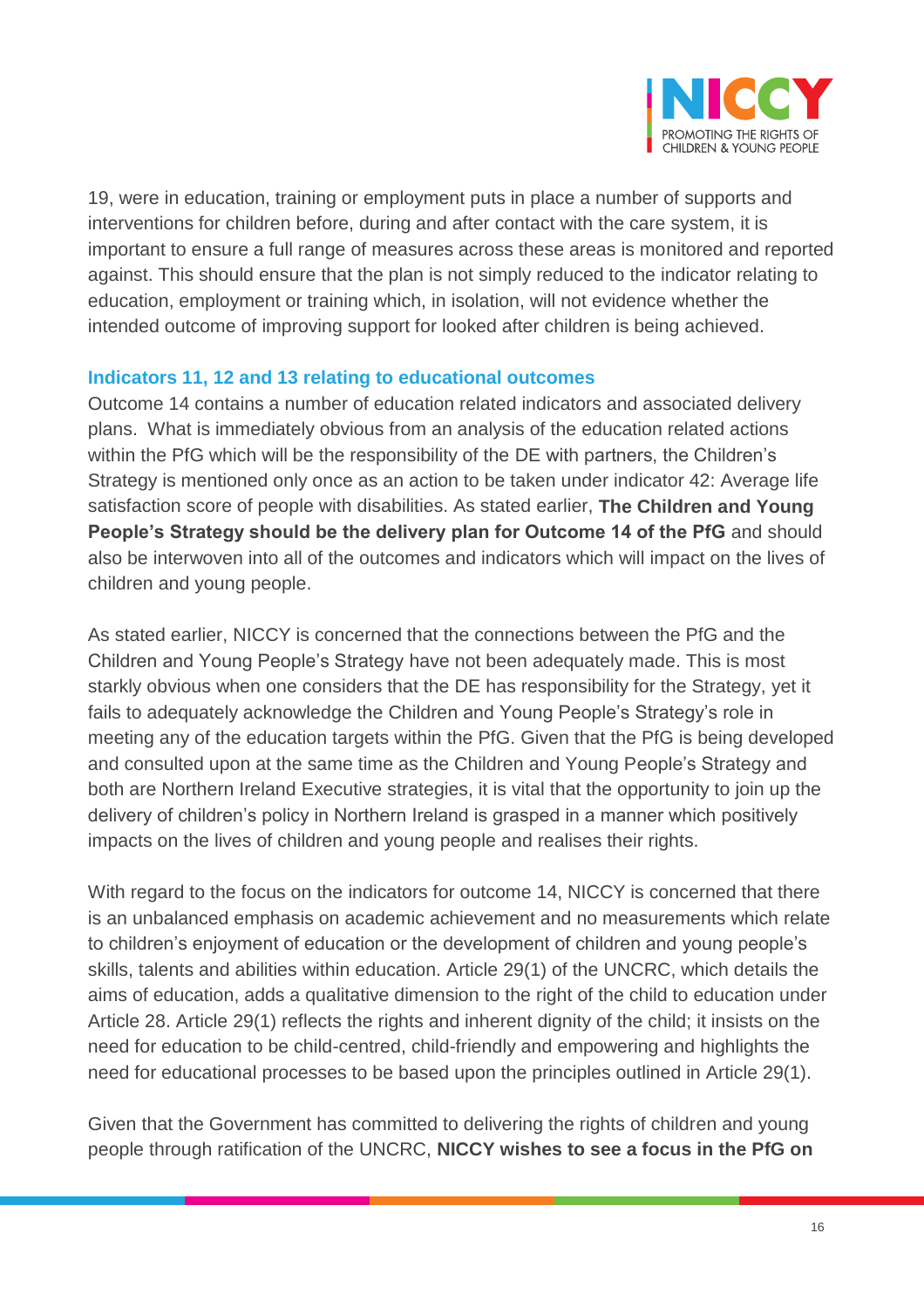19, were in education, training or employment puts in place a number of supports and interventions for children before, during and after contact with the care system, it is important to ensure a full range of measures across these areas is monitored and reported against. This should ensure that the plan is not simply reduced to the indicator relating to education, employment or training which, in isolation, will not evidence whether the intended outcome of improving support for looked after children is being achieved.

### Indicators 11, 12 and 13 relating to educational outcomes

Outcome 14 contains a number of education related indicators and associated delivery plans. What is immediately obvious from an analysis of the education related actions within the PfG which will be the responsibility of the DE with partners, the Children's Strategy is mentioned only once as an action to be taken under indicator 42: Average life satisfaction score of people with disabilities. As stated earlier, **The Children and Young People's Strategy should be the delivery plan for Outcome 14 of the PfG** and should also be interwoven into all of the outcomes and indicators which will impact on the lives of children and young people.

As stated earlier, NICCY is concerned that the connections between the PfG and the Children and Young People's Strategy have not been adequately made. This is most starkly obvious when one considers that the DE has responsibility for the Strategy, yet it fails to adequately acknowledge the Children and Young People's Strategy's role in meeting any of the education targets within the PfG. Given that the PfG is being developed and consulted upon at the same time as the Children and Young People's Strategy and both are Northern Ireland Executive strategies, it is vital that the opportunity to join up the delivery of children's policy in Northern Ireland is grasped in a manner which positively impacts on the lives of children and young people and realises their rights.

With regard to the focus on the indicators for outcome 14, NICCY is concerned that there is an unbalanced emphasis on academic achievement and no measurements which relate to children's enjoyment of education or the development of children and young people's skills, talents and abilities within education. Article 29(1) of the UNCRC, which details the aims of education, adds a qualitative dimension to the right of the child to education under Article 28. Article 29(1) reflects the rights and inherent dignity of the child; it insists on the need for education to be child-centred, child-friendly and empowering and highlights the need for educational processes to be based upon the principles outlined in Article 29(1).

Given that the Government has committed to delivering the rights of children and young people through ratification of the UNCRC, **NICCY wishes to see a focus in the PfG on**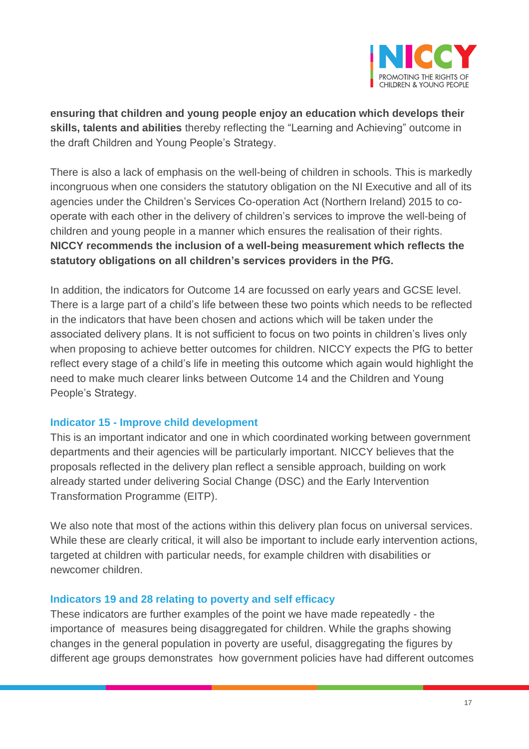**ensuring that children and young people enjoy an education which develops their skills, talents and abilities** thereby reflecting the "Learning and Achieving" outcome in the draft Children and Young People's Strategy.

There is also a lack of emphasis on the well-being of children in schools. This is markedly incongruous when one considers the statutory obligation on the NI Executive and all of its agencies under the Children's Services Co-operation Act (Northern Ireland) 2015 to co-operate with each other in the delivery of children's services to improve the well-being of children and young people in a manner which ensures the realisation of their rights. **NICCY recommends the inclusion of a well-being measurement which reflects the statutory obligations on all children's services providers in the PfG.**

In addition, the indicators for Outcome 14 are focussed on early years and GCSE level. There is a large part of a child's life between these two points which needs to be reflected in the indicators that have been chosen and actions which will be taken under the associated delivery plans. It is not sufficient to focus on two points in children's lives only when proposing to achieve better outcomes for children. NICCY expects the PfG to better reflect every stage of a child's life in meeting this outcome which again would highlight the need to make much clearer links between Outcome 14 and the Children and Young People's Strategy.

### Indicator 15 - Improve child development

This is an important indicator and one in which coordinated working between government departments and their agencies will be particularly important. NICCY believes that the proposals reflected in the delivery plan reflect a sensible approach, building on work already started under delivering Social Change (DSC) and the Early Intervention Transformation Programme (EITP).

We also note that most of the actions within this delivery plan focus on universal services. While these are clearly critical, it will also be important to include early intervention actions, targeted at children with particular needs, for example children with disabilities or newcomer children.

### Indicators 19 and 28 relating to poverty and self efficacy

These indicators are further examples of the point we have made repeatedly - the importance of measures being disaggregated for children. While the graphs showing changes in the general population in poverty are useful, disaggregating the figures by different age groups demonstrates how government policies have had different outcomes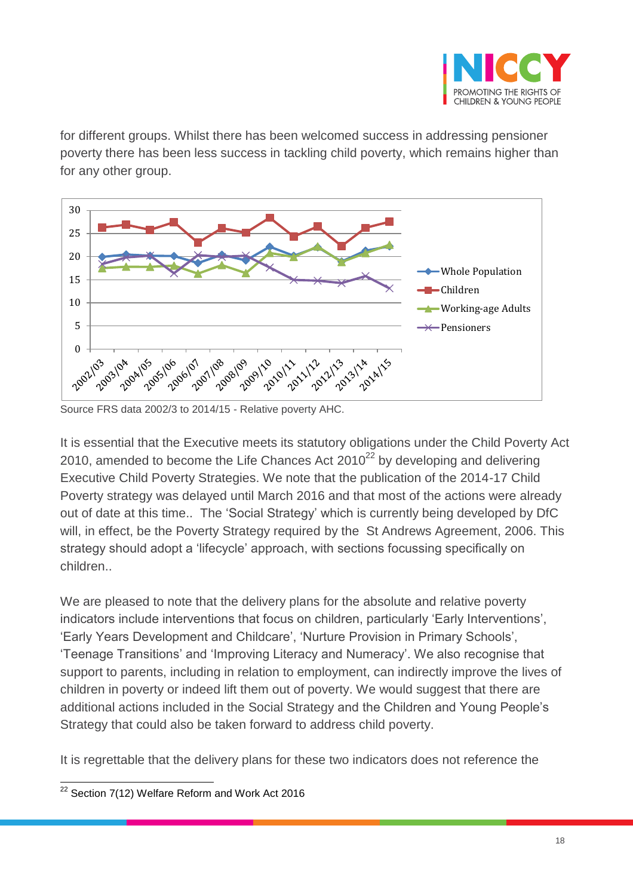for different groups. Whilst there has been welcomed success in addressing pensioner poverty there has been less success in tackling child poverty, which remains higher than for any other group.

Source FRS data 2002/3 to 2014/15 - Relative poverty AHC.

It is essential that the Executive meets its statutory obligations under the Child Poverty Act 2010, amended to become the Life Chances Act 2010[22] by developing and delivering Executive Child Poverty Strategies. We note that the publication of the 2014-17 Child Poverty strategy was delayed until March 2016 and that most of the actions were already out of date at this time.. The 'Social Strategy' which is currently being developed by DfC will, in effect, be the Poverty Strategy required by the St Andrews Agreement, 2006. This strategy should adopt a 'lifecycle' approach, with sections focussing specifically on children..

We are pleased to note that the delivery plans for the absolute and relative poverty indicators include interventions that focus on children, particularly 'Early Interventions', 'Early Years Development and Childcare', 'Nurture Provision in Primary Schools', 'Teenage Transitions' and 'Improving Literacy and Numeracy'. We also recognise that support to parents, including in relation to employment, can indirectly improve the lives of children in poverty or indeed lift them out of poverty. We would suggest that there are additional actions included in the Social Strategy and the Children and Young People's Strategy that could also be taken forward to address child poverty.

It is regrettable that the delivery plans for these two indicators does not reference the

[22] Section 7(12) Welfare Reform and Work Act 2016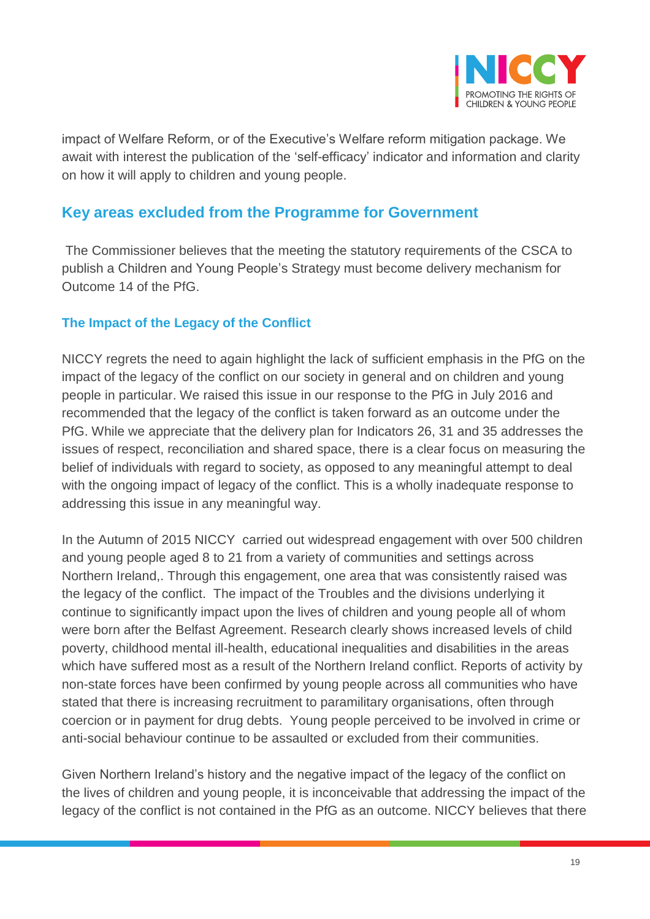impact of Welfare Reform, or of the Executive's Welfare reform mitigation package. We await with interest the publication of the 'self-efficacy' indicator and information and clarity on how it will apply to children and young people.

## Key areas excluded from the Programme for Government

The Commissioner believes that the meeting the statutory requirements of the CSCA to publish a Children and Young People's Strategy must become delivery mechanism for Outcome 14 of the PfG.

### The Impact of the Legacy of the Conflict

NICCY regrets the need to again highlight the lack of sufficient emphasis in the PfG on the impact of the legacy of the conflict on our society in general and on children and young people in particular. We raised this issue in our response to the PfG in July 2016 and recommended that the legacy of the conflict is taken forward as an outcome under the PfG. While we appreciate that the delivery plan for Indicators 26, 31 and 35 addresses the issues of respect, reconciliation and shared space, there is a clear focus on measuring the belief of individuals with regard to society, as opposed to any meaningful attempt to deal with the ongoing impact of legacy of the conflict. This is a wholly inadequate response to addressing this issue in any meaningful way.

In the Autumn of 2015 NICCY carried out widespread engagement with over 500 children and young people aged 8 to 21 from a variety of communities and settings across Northern Ireland,. Through this engagement, one area that was consistently raised was the legacy of the conflict. The impact of the Troubles and the divisions underlying it continue to significantly impact upon the lives of children and young people all of whom were born after the Belfast Agreement. Research clearly shows increased levels of child poverty, childhood mental ill-health, educational inequalities and disabilities in the areas which have suffered most as a result of the Northern Ireland conflict. Reports of activity by non-state forces have been confirmed by young people across all communities who have stated that there is increasing recruitment to paramilitary organisations, often through coercion or in payment for drug debts. Young people perceived to be involved in crime or anti-social behaviour continue to be assaulted or excluded from their communities.

Given Northern Ireland's history and the negative impact of the legacy of the conflict on the lives of children and young people, it is inconceivable that addressing the impact of the legacy of the conflict is not contained in the PfG as an outcome. NICCY believes that there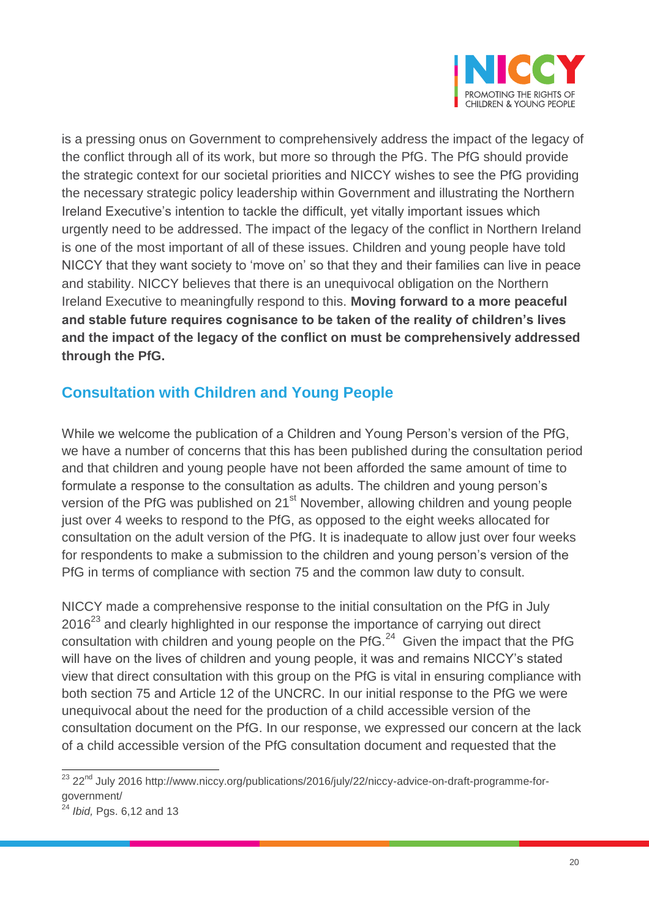is a pressing onus on Government to comprehensively address the impact of the legacy of the conflict through all of its work, but more so through the PfG. The PfG should provide the strategic context for our societal priorities and NICCY wishes to see the PfG providing the necessary strategic policy leadership within Government and illustrating the Northern Ireland Executive's intention to tackle the difficult, yet vitally important issues which urgently need to be addressed. The impact of the legacy of the conflict in Northern Ireland is one of the most important of all of these issues. Children and young people have told NICCY that they want society to 'move on' so that they and their families can live in peace and stability. NICCY believes that there is an unequivocal obligation on the Northern Ireland Executive to meaningfully respond to this. **Moving forward to a more peaceful and stable future requires cognisance to be taken of the reality of children's lives and the impact of the legacy of the conflict on must be comprehensively addressed through the PfG.**

## Consultation with Children and Young People

While we welcome the publication of a Children and Young Person's version of the PfG, we have a number of concerns that this has been published during the consultation period and that children and young people have not been afforded the same amount of time to formulate a response to the consultation as adults. The children and young person's version of the PfG was published on 21st November, allowing children and young people just over 4 weeks to respond to the PfG, as opposed to the eight weeks allocated for consultation on the adult version of the PfG. It is inadequate to allow just over four weeks for respondents to make a submission to the children and young person's version of the PfG in terms of compliance with section 75 and the common law duty to consult.

NICCY made a comprehensive response to the initial consultation on the PfG in July 2016[23] and clearly highlighted in our response the importance of carrying out direct consultation with children and young people on the PfG.[24] Given the impact that the PfG will have on the lives of children and young people, it was and remains NICCY's stated view that direct consultation with this group on the PfG is vital in ensuring compliance with both section 75 and Article 12 of the UNCRC. In our initial response to the PfG we were unequivocal about the need for the production of a child accessible version of the consultation document on the PfG. In our response, we expressed our concern at the lack of a child accessible version of the PfG consultation document and requested that the

---

[23] 22nd July 2016 http://www.niccy.org/publications/2016/july/22/niccy-advice-on-draft-programme-for-government/

[24] *Ibid,* Pgs. 6,12 and 13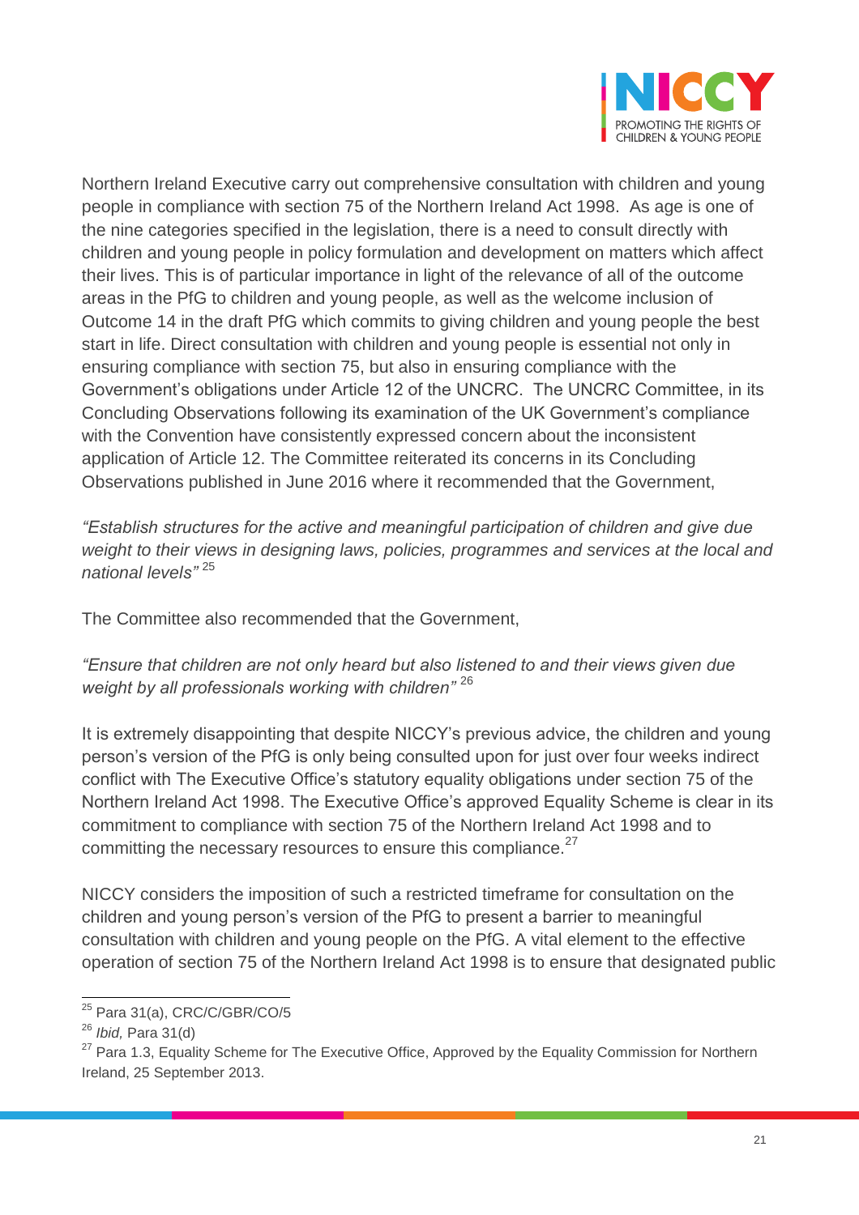Northern Ireland Executive carry out comprehensive consultation with children and young people in compliance with section 75 of the Northern Ireland Act 1998. As age is one of the nine categories specified in the legislation, there is a need to consult directly with children and young people in policy formulation and development on matters which affect their lives. This is of particular importance in light of the relevance of all of the outcome areas in the PfG to children and young people, as well as the welcome inclusion of Outcome 14 in the draft PfG which commits to giving children and young people the best start in life. Direct consultation with children and young people is essential not only in ensuring compliance with section 75, but also in ensuring compliance with the Government's obligations under Article 12 of the UNCRC. The UNCRC Committee, in its Concluding Observations following its examination of the UK Government's compliance with the Convention have consistently expressed concern about the inconsistent application of Article 12. The Committee reiterated its concerns in its Concluding Observations published in June 2016 where it recommended that the Government,

*"Establish structures for the active and meaningful participation of children and give due weight to their views in designing laws, policies, programmes and services at the local and national levels"* [25]

The Committee also recommended that the Government,

*"Ensure that children are not only heard but also listened to and their views given due weight by all professionals working with children"* [26]

It is extremely disappointing that despite NICCY's previous advice, the children and young person's version of the PfG is only being consulted upon for just over four weeks indirect conflict with The Executive Office's statutory equality obligations under section 75 of the Northern Ireland Act 1998. The Executive Office's approved Equality Scheme is clear in its commitment to compliance with section 75 of the Northern Ireland Act 1998 and to committing the necessary resources to ensure this compliance.[27]

NICCY considers the imposition of such a restricted timeframe for consultation on the children and young person's version of the PfG to present a barrier to meaningful consultation with children and young people on the PfG. A vital element to the effective operation of section 75 of the Northern Ireland Act 1998 is to ensure that designated public

---

[25] Para 31(a), CRC/C/GBR/CO/5

[26] *Ibid,* Para 31(d)

[27] Para 1.3, Equality Scheme for The Executive Office, Approved by the Equality Commission for Northern Ireland, 25 September 2013.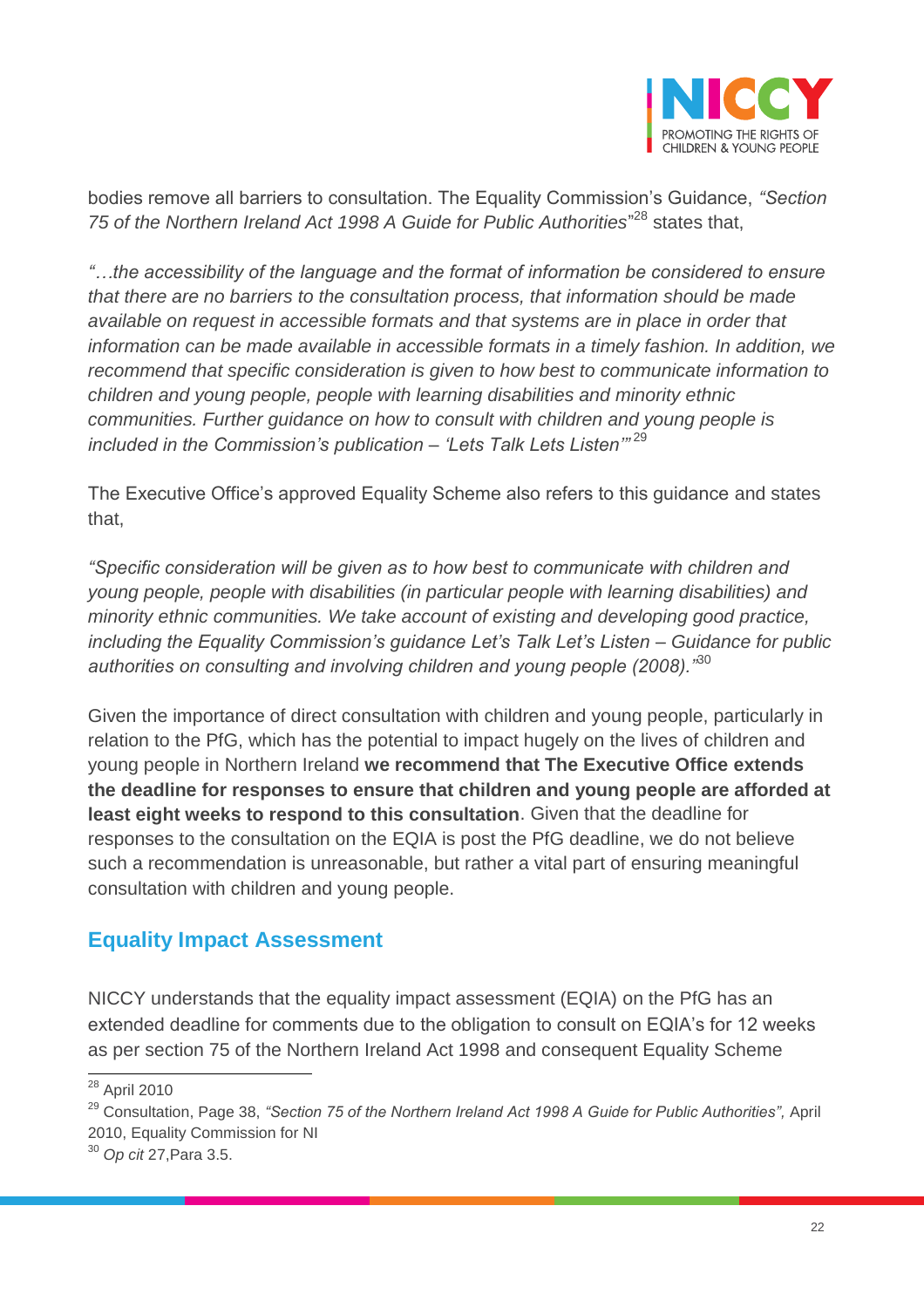bodies remove all barriers to consultation. The Equality Commission's Guidance, *"Section 75 of the Northern Ireland Act 1998 A Guide for Public Authorities"*[28] states that,

*"…the accessibility of the language and the format of information be considered to ensure that there are no barriers to the consultation process, that information should be made available on request in accessible formats and that systems are in place in order that information can be made available in accessible formats in a timely fashion. In addition, we recommend that specific consideration is given to how best to communicate information to children and young people, people with learning disabilities and minority ethnic communities. Further guidance on how to consult with children and young people is included in the Commission's publication – 'Lets Talk Lets Listen'"*[29]

The Executive Office's approved Equality Scheme also refers to this guidance and states that,

*"Specific consideration will be given as to how best to communicate with children and young people, people with disabilities (in particular people with learning disabilities) and minority ethnic communities. We take account of existing and developing good practice, including the Equality Commission's guidance Let's Talk Let's Listen – Guidance for public authorities on consulting and involving children and young people (2008)."*[30]

Given the importance of direct consultation with children and young people, particularly in relation to the PfG, which has the potential to impact hugely on the lives of children and young people in Northern Ireland **we recommend that The Executive Office extends the deadline for responses to ensure that children and young people are afforded at least eight weeks to respond to this consultation**. Given that the deadline for responses to the consultation on the EQIA is post the PfG deadline, we do not believe such a recommendation is unreasonable, but rather a vital part of ensuring meaningful consultation with children and young people.

## Equality Impact Assessment

NICCY understands that the equality impact assessment (EQIA) on the PfG has an extended deadline for comments due to the obligation to consult on EQIA's for 12 weeks as per section 75 of the Northern Ireland Act 1998 and consequent Equality Scheme

---

[28] April 2010

[29] Consultation, Page 38, *"Section 75 of the Northern Ireland Act 1998 A Guide for Public Authorities",* April 2010, Equality Commission for NI

[30] *Op cit* 27,Para 3.5.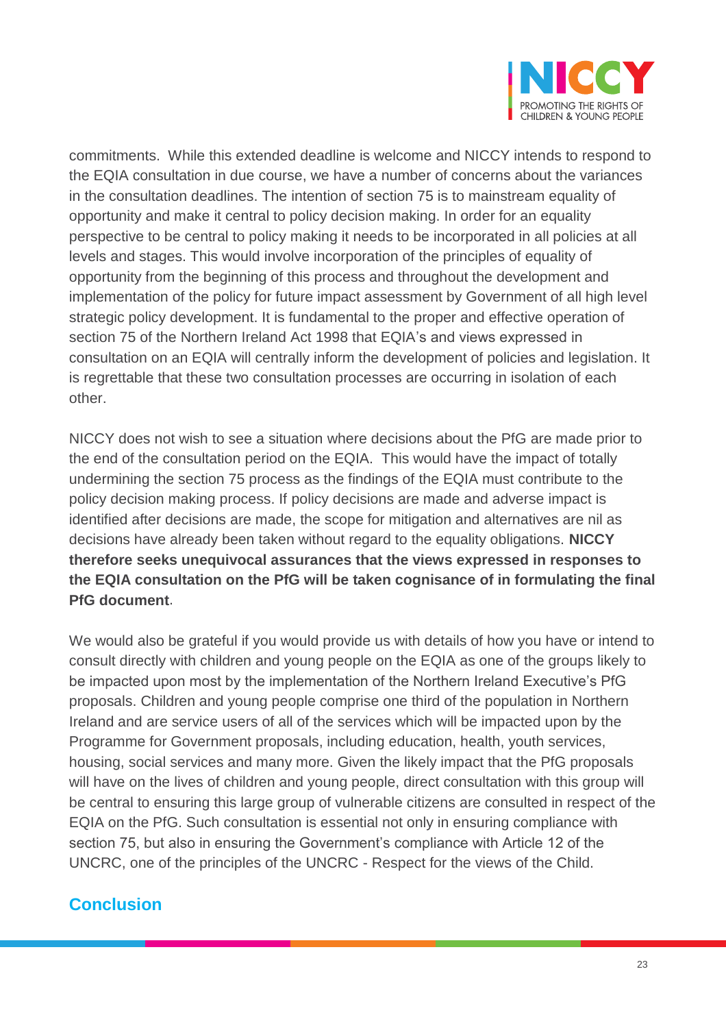commitments. While this extended deadline is welcome and NICCY intends to respond to the EQIA consultation in due course, we have a number of concerns about the variances in the consultation deadlines. The intention of section 75 is to mainstream equality of opportunity and make it central to policy decision making. In order for an equality perspective to be central to policy making it needs to be incorporated in all policies at all levels and stages. This would involve incorporation of the principles of equality of opportunity from the beginning of this process and throughout the development and implementation of the policy for future impact assessment by Government of all high level strategic policy development. It is fundamental to the proper and effective operation of section 75 of the Northern Ireland Act 1998 that EQIA's and views expressed in consultation on an EQIA will centrally inform the development of policies and legislation. It is regrettable that these two consultation processes are occurring in isolation of each other.

NICCY does not wish to see a situation where decisions about the PfG are made prior to the end of the consultation period on the EQIA. This would have the impact of totally undermining the section 75 process as the findings of the EQIA must contribute to the policy decision making process. If policy decisions are made and adverse impact is identified after decisions are made, the scope for mitigation and alternatives are nil as decisions have already been taken without regard to the equality obligations. **NICCY therefore seeks unequivocal assurances that the views expressed in responses to the EQIA consultation on the PfG will be taken cognisance of in formulating the final PfG document**.

We would also be grateful if you would provide us with details of how you have or intend to consult directly with children and young people on the EQIA as one of the groups likely to be impacted upon most by the implementation of the Northern Ireland Executive's PfG proposals. Children and young people comprise one third of the population in Northern Ireland and are service users of all of the services which will be impacted upon by the Programme for Government proposals, including education, health, youth services, housing, social services and many more. Given the likely impact that the PfG proposals will have on the lives of children and young people, direct consultation with this group will be central to ensuring this large group of vulnerable citizens are consulted in respect of the EQIA on the PfG. Such consultation is essential not only in ensuring compliance with section 75, but also in ensuring the Government's compliance with Article 12 of the UNCRC, one of the principles of the UNCRC - Respect for the views of the Child.

## Conclusion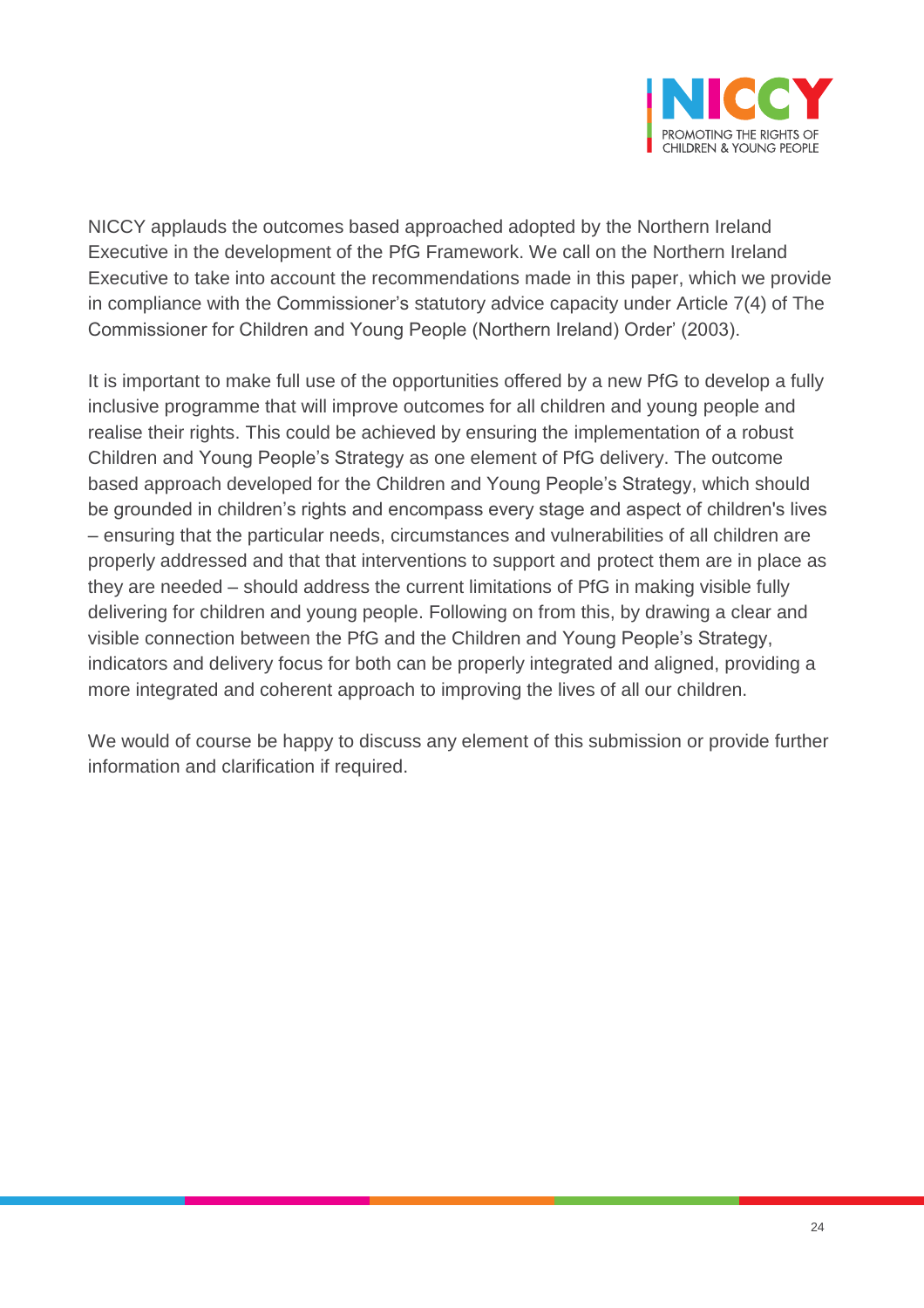NICCY applauds the outcomes based approached adopted by the Northern Ireland Executive in the development of the PfG Framework. We call on the Northern Ireland Executive to take into account the recommendations made in this paper, which we provide in compliance with the Commissioner's statutory advice capacity under Article 7(4) of The Commissioner for Children and Young People (Northern Ireland) Order' (2003).

It is important to make full use of the opportunities offered by a new PfG to develop a fully inclusive programme that will improve outcomes for all children and young people and realise their rights. This could be achieved by ensuring the implementation of a robust Children and Young People's Strategy as one element of PfG delivery. The outcome based approach developed for the Children and Young People's Strategy, which should be grounded in children's rights and encompass every stage and aspect of children's lives – ensuring that the particular needs, circumstances and vulnerabilities of all children are properly addressed and that that interventions to support and protect them are in place as they are needed – should address the current limitations of PfG in making visible fully delivering for children and young people. Following on from this, by drawing a clear and visible connection between the PfG and the Children and Young People's Strategy, indicators and delivery focus for both can be properly integrated and aligned, providing a more integrated and coherent approach to improving the lives of all our children.

We would of course be happy to discuss any element of this submission or provide further information and clarification if required.